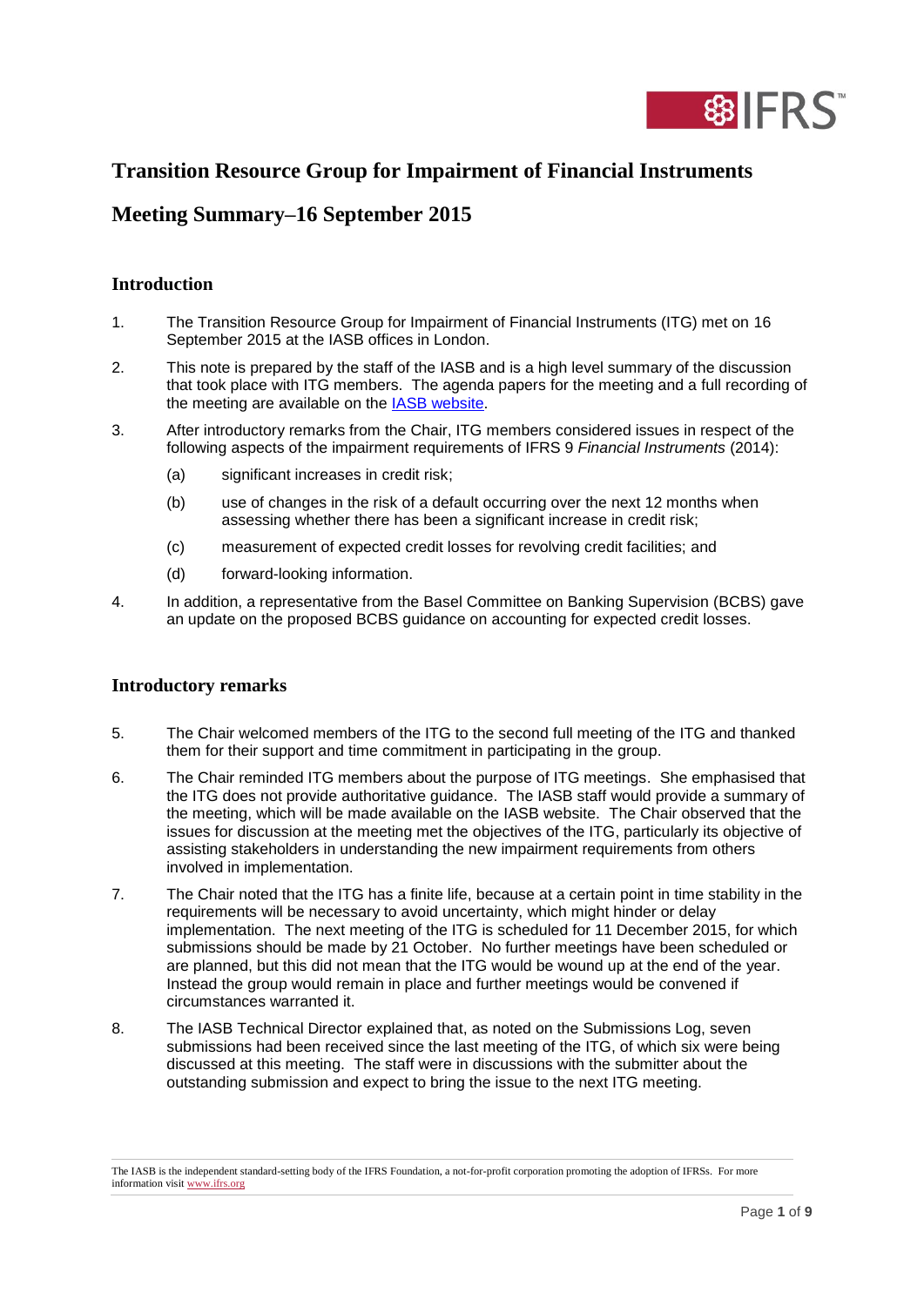# Transition Resource Group for Impairment of Financial Instruments

## Meeting Summary–16 September 2015

### Introduction

1. The Transition Resource Group for Impairment of Financial Instruments (ITG) met on 16 September 2015 at the IASB offices in London.

2. This note is prepared by the staff of the IASB and is a high level summary of the discussion that took place with ITG members. The agenda papers for the meeting and a full recording of the meeting are available on the [IASB website](http://www.ifrs.org).

3. After introductory remarks from the Chair, ITG members considered issues in respect of the following aspects of the impairment requirements of IFRS 9 *Financial Instruments* (2014):
   - (a) significant increases in credit risk;
   - (b) use of changes in the risk of a default occurring over the next 12 months when assessing whether there has been a significant increase in credit risk;
   - (c) measurement of expected credit losses for revolving credit facilities; and
   - (d) forward-looking information.

4. In addition, a representative from the Basel Committee on Banking Supervision (BCBS) gave an update on the proposed BCBS guidance on accounting for expected credit losses.

### Introductory remarks

5. The Chair welcomed members of the ITG to the second full meeting of the ITG and thanked them for their support and time commitment in participating in the group.

6. The Chair reminded ITG members about the purpose of ITG meetings. She emphasised that the ITG does not provide authoritative guidance. The IASB staff would provide a summary of the meeting, which will be made available on the IASB website. The Chair observed that the issues for discussion at the meeting met the objectives of the ITG, particularly its objective of assisting stakeholders in understanding the new impairment requirements from others involved in implementation.

7. The Chair noted that the ITG has a finite life, because at a certain point in time stability in the requirements will be necessary to avoid uncertainty, which might hinder or delay implementation. The next meeting of the ITG is scheduled for 11 December 2015, for which submissions should be made by 21 October. No further meetings have been scheduled or are planned, but this did not mean that the ITG would be wound up at the end of the year. Instead the group would remain in place and further meetings would be convened if circumstances warranted it.

8. The IASB Technical Director explained that, as noted on the Submissions Log, seven submissions had been received since the last meeting of the ITG, of which six were being discussed at this meeting. The staff were in discussions with the submitter about the outstanding submission and expect to bring the issue to the next ITG meeting.

The IASB is the independent standard-setting body of the IFRS Foundation, a not-for-profit corporation promoting the adoption of IFRSs. For more information visit [www.ifrs.org](http://www.ifrs.org)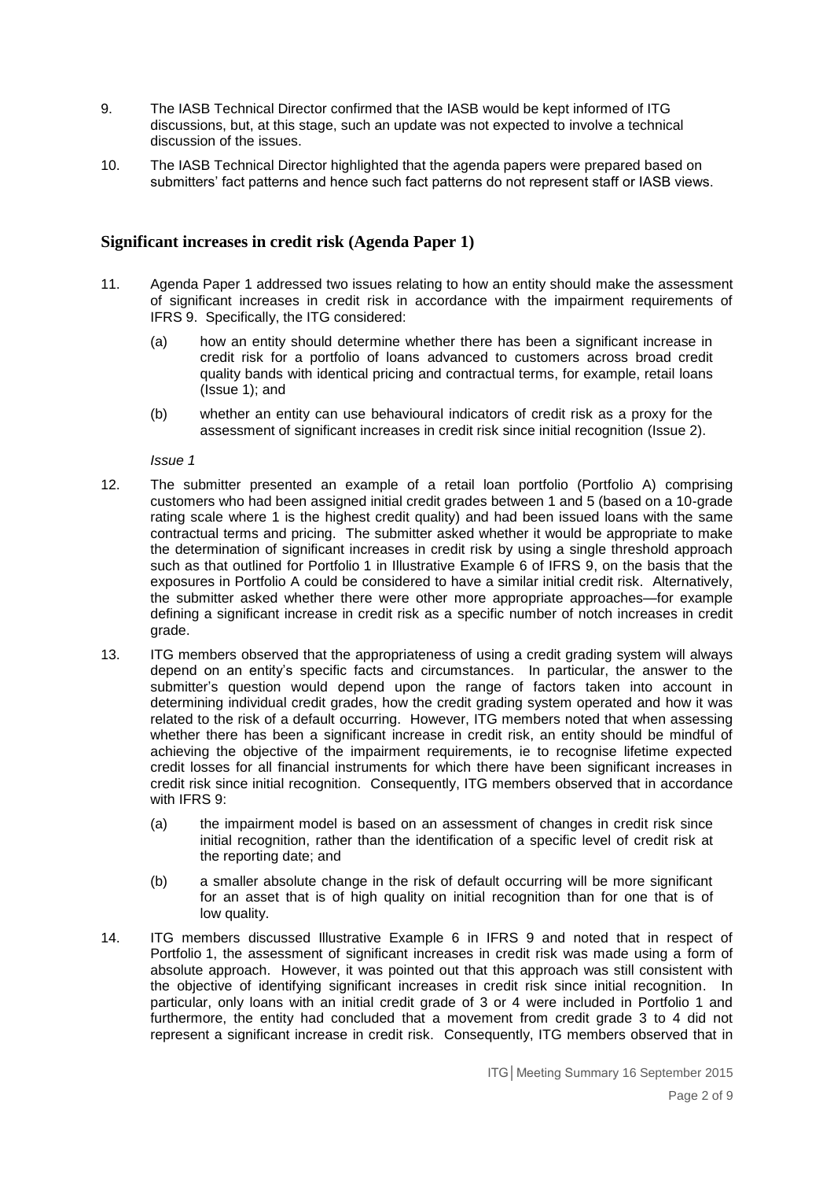9. The IASB Technical Director confirmed that the IASB would be kept informed of ITG discussions, but, at this stage, such an update was not expected to involve a technical discussion of the issues.

10. The IASB Technical Director highlighted that the agenda papers were prepared based on submitters' fact patterns and hence such fact patterns do not represent staff or IASB views.

## Significant increases in credit risk (Agenda Paper 1)

11. Agenda Paper 1 addressed two issues relating to how an entity should make the assessment of significant increases in credit risk in accordance with the impairment requirements of IFRS 9. Specifically, the ITG considered:

    (a) how an entity should determine whether there has been a significant increase in credit risk for a portfolio of loans advanced to customers across broad credit quality bands with identical pricing and contractual terms, for example, retail loans (Issue 1); and

    (b) whether an entity can use behavioural indicators of credit risk as a proxy for the assessment of significant increases in credit risk since initial recognition (Issue 2).

*Issue 1*

12. The submitter presented an example of a retail loan portfolio (Portfolio A) comprising customers who had been assigned initial credit grades between 1 and 5 (based on a 10-grade rating scale where 1 is the highest credit quality) and had been issued loans with the same contractual terms and pricing. The submitter asked whether it would be appropriate to make the determination of significant increases in credit risk by using a single threshold approach such as that outlined for Portfolio 1 in Illustrative Example 6 of IFRS 9, on the basis that the exposures in Portfolio A could be considered to have a similar initial credit risk. Alternatively, the submitter asked whether there were other more appropriate approaches—for example defining a significant increase in credit risk as a specific number of notch increases in credit grade.

13. ITG members observed that the appropriateness of using a credit grading system will always depend on an entity's specific facts and circumstances. In particular, the answer to the submitter's question would depend upon the range of factors taken into account in determining individual credit grades, how the credit grading system operated and how it was related to the risk of a default occurring. However, ITG members noted that when assessing whether there has been a significant increase in credit risk, an entity should be mindful of achieving the objective of the impairment requirements, ie to recognise lifetime expected credit losses for all financial instruments for which there have been significant increases in credit risk since initial recognition. Consequently, ITG members observed that in accordance with IFRS 9:

    (a) the impairment model is based on an assessment of changes in credit risk since initial recognition, rather than the identification of a specific level of credit risk at the reporting date; and

    (b) a smaller absolute change in the risk of default occurring will be more significant for an asset that is of high quality on initial recognition than for one that is of low quality.

14. ITG members discussed Illustrative Example 6 in IFRS 9 and noted that in respect of Portfolio 1, the assessment of significant increases in credit risk was made using a form of absolute approach. However, it was pointed out that this approach was still consistent with the objective of identifying significant increases in credit risk since initial recognition. In particular, only loans with an initial credit grade of 3 or 4 were included in Portfolio 1 and furthermore, the entity had concluded that a movement from credit grade 3 to 4 did not represent a significant increase in credit risk. Consequently, ITG members observed that in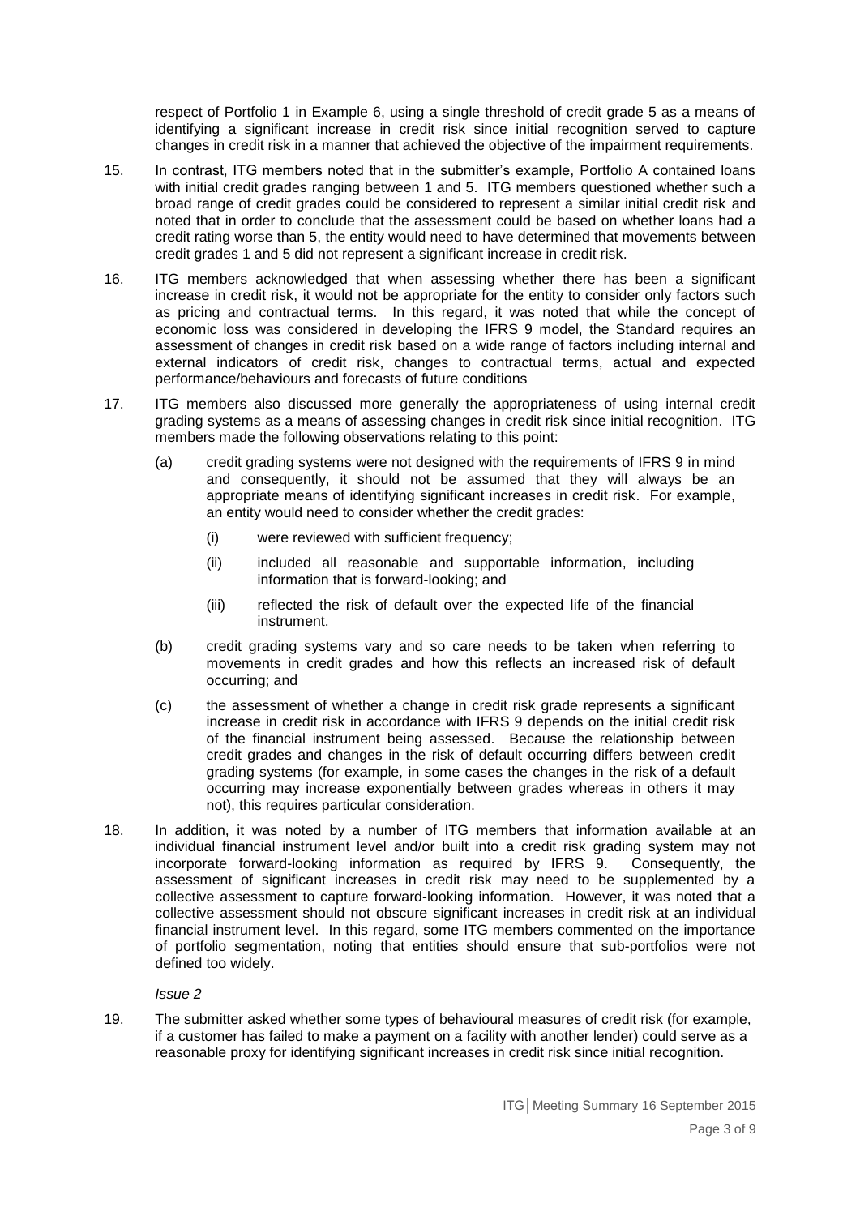respect of Portfolio 1 in Example 6, using a single threshold of credit grade 5 as a means of identifying a significant increase in credit risk since initial recognition served to capture changes in credit risk in a manner that achieved the objective of the impairment requirements.

15. In contrast, ITG members noted that in the submitter's example, Portfolio A contained loans with initial credit grades ranging between 1 and 5. ITG members questioned whether such a broad range of credit grades could be considered to represent a similar initial credit risk and noted that in order to conclude that the assessment could be based on whether loans had a credit rating worse than 5, the entity would need to have determined that movements between credit grades 1 and 5 did not represent a significant increase in credit risk.

16. ITG members acknowledged that when assessing whether there has been a significant increase in credit risk, it would not be appropriate for the entity to consider only factors such as pricing and contractual terms. In this regard, it was noted that while the concept of economic loss was considered in developing the IFRS 9 model, the Standard requires an assessment of changes in credit risk based on a wide range of factors including internal and external indicators of credit risk, changes to contractual terms, actual and expected performance/behaviours and forecasts of future conditions

17. ITG members also discussed more generally the appropriateness of using internal credit grading systems as a means of assessing changes in credit risk since initial recognition. ITG members made the following observations relating to this point:

    (a) credit grading systems were not designed with the requirements of IFRS 9 in mind and consequently, it should not be assumed that they will always be an appropriate means of identifying significant increases in credit risk. For example, an entity would need to consider whether the credit grades:

        (i) were reviewed with sufficient frequency;

        (ii) included all reasonable and supportable information, including information that is forward-looking; and

        (iii) reflected the risk of default over the expected life of the financial instrument.

    (b) credit grading systems vary and so care needs to be taken when referring to movements in credit grades and how this reflects an increased risk of default occurring; and

    (c) the assessment of whether a change in credit risk grade represents a significant increase in credit risk in accordance with IFRS 9 depends on the initial credit risk of the financial instrument being assessed. Because the relationship between credit grades and changes in the risk of default occurring differs between credit grading systems (for example, in some cases the changes in the risk of a default occurring may increase exponentially between grades whereas in others it may not), this requires particular consideration.

18. In addition, it was noted by a number of ITG members that information available at an individual financial instrument level and/or built into a credit risk grading system may not incorporate forward-looking information as required by IFRS 9. Consequently, the assessment of significant increases in credit risk may need to be supplemented by a collective assessment to capture forward-looking information. However, it was noted that a collective assessment should not obscure significant increases in credit risk at an individual financial instrument level. In this regard, some ITG members commented on the importance of portfolio segmentation, noting that entities should ensure that sub-portfolios were not defined too widely.

*Issue 2*

19. The submitter asked whether some types of behavioural measures of credit risk (for example, if a customer has failed to make a payment on a facility with another lender) could serve as a reasonable proxy for identifying significant increases in credit risk since initial recognition.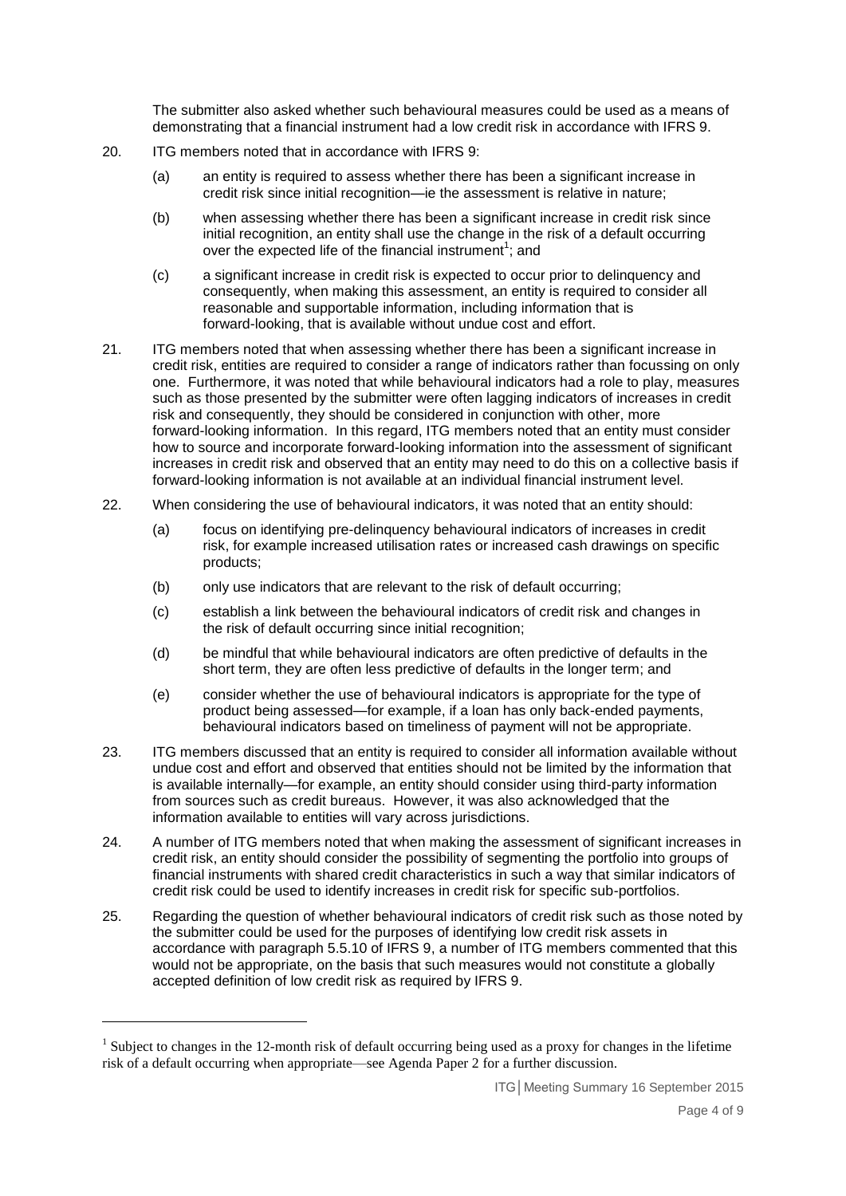The submitter also asked whether such behavioural measures could be used as a means of demonstrating that a financial instrument had a low credit risk in accordance with IFRS 9.

20. ITG members noted that in accordance with IFRS 9:

    (a) an entity is required to assess whether there has been a significant increase in credit risk since initial recognition—ie the assessment is relative in nature;

    (b) when assessing whether there has been a significant increase in credit risk since initial recognition, an entity shall use the change in the risk of a default occurring over the expected life of the financial instrument[1]; and

    (c) a significant increase in credit risk is expected to occur prior to delinquency and consequently, when making this assessment, an entity is required to consider all reasonable and supportable information, including information that is forward-looking, that is available without undue cost and effort.

21. ITG members noted that when assessing whether there has been a significant increase in credit risk, entities are required to consider a range of indicators rather than focussing on only one. Furthermore, it was noted that while behavioural indicators had a role to play, measures such as those presented by the submitter were often lagging indicators of increases in credit risk and consequently, they should be considered in conjunction with other, more forward-looking information. In this regard, ITG members noted that an entity must consider how to source and incorporate forward-looking information into the assessment of significant increases in credit risk and observed that an entity may need to do this on a collective basis if forward-looking information is not available at an individual financial instrument level.

22. When considering the use of behavioural indicators, it was noted that an entity should:

    (a) focus on identifying pre-delinquency behavioural indicators of increases in credit risk, for example increased utilisation rates or increased cash drawings on specific products;

    (b) only use indicators that are relevant to the risk of default occurring;

    (c) establish a link between the behavioural indicators of credit risk and changes in the risk of default occurring since initial recognition;

    (d) be mindful that while behavioural indicators are often predictive of defaults in the short term, they are often less predictive of defaults in the longer term; and

    (e) consider whether the use of behavioural indicators is appropriate for the type of product being assessed—for example, if a loan has only back-ended payments, behavioural indicators based on timeliness of payment will not be appropriate.

23. ITG members discussed that an entity is required to consider all information available without undue cost and effort and observed that entities should not be limited by the information that is available internally—for example, an entity should consider using third-party information from sources such as credit bureaus. However, it was also acknowledged that the information available to entities will vary across jurisdictions.

24. A number of ITG members noted that when making the assessment of significant increases in credit risk, an entity should consider the possibility of segmenting the portfolio into groups of financial instruments with shared credit characteristics in such a way that similar indicators of credit risk could be used to identify increases in credit risk for specific sub-portfolios.

25. Regarding the question of whether behavioural indicators of credit risk such as those noted by the submitter could be used for the purposes of identifying low credit risk assets in accordance with paragraph 5.5.10 of IFRS 9, a number of ITG members commented that this would not be appropriate, on the basis that such measures would not constitute a globally accepted definition of low credit risk as required by IFRS 9.

---

[1] Subject to changes in the 12-month risk of default occurring being used as a proxy for changes in the lifetime risk of a default occurring when appropriate—see Agenda Paper 2 for a further discussion.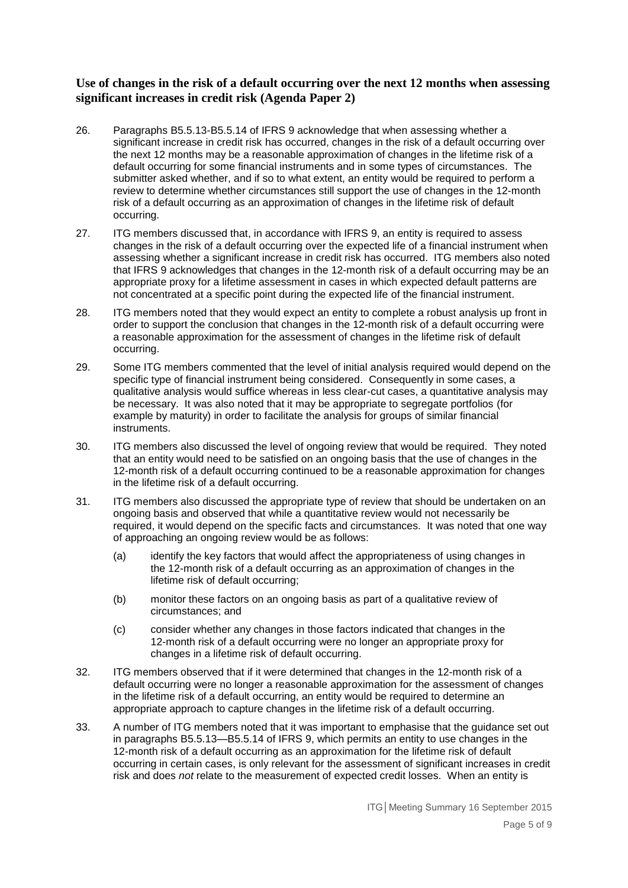## Use of changes in the risk of a default occurring over the next 12 months when assessing significant increases in credit risk (Agenda Paper 2)

26. Paragraphs B5.5.13-B5.5.14 of IFRS 9 acknowledge that when assessing whether a significant increase in credit risk has occurred, changes in the risk of a default occurring over the next 12 months may be a reasonable approximation of changes in the lifetime risk of a default occurring for some financial instruments and in some types of circumstances. The submitter asked whether, and if so to what extent, an entity would be required to perform a review to determine whether circumstances still support the use of changes in the 12-month risk of a default occurring as an approximation of changes in the lifetime risk of default occurring.

27. ITG members discussed that, in accordance with IFRS 9, an entity is required to assess changes in the risk of a default occurring over the expected life of a financial instrument when assessing whether a significant increase in credit risk has occurred. ITG members also noted that IFRS 9 acknowledges that changes in the 12-month risk of a default occurring may be an appropriate proxy for a lifetime assessment in cases in which expected default patterns are not concentrated at a specific point during the expected life of the financial instrument.

28. ITG members noted that they would expect an entity to complete a robust analysis up front in order to support the conclusion that changes in the 12-month risk of a default occurring were a reasonable approximation for the assessment of changes in the lifetime risk of default occurring.

29. Some ITG members commented that the level of initial analysis required would depend on the specific type of financial instrument being considered. Consequently in some cases, a qualitative analysis would suffice whereas in less clear-cut cases, a quantitative analysis may be necessary. It was also noted that it may be appropriate to segregate portfolios (for example by maturity) in order to facilitate the analysis for groups of similar financial instruments.

30. ITG members also discussed the level of ongoing review that would be required. They noted that an entity would need to be satisfied on an ongoing basis that the use of changes in the 12-month risk of a default occurring continued to be a reasonable approximation for changes in the lifetime risk of a default occurring.

31. ITG members also discussed the appropriate type of review that should be undertaken on an ongoing basis and observed that while a quantitative review would not necessarily be required, it would depend on the specific facts and circumstances. It was noted that one way of approaching an ongoing review would be as follows:

    (a) identify the key factors that would affect the appropriateness of using changes in the 12-month risk of a default occurring as an approximation of changes in the lifetime risk of default occurring;

    (b) monitor these factors on an ongoing basis as part of a qualitative review of circumstances; and

    (c) consider whether any changes in those factors indicated that changes in the 12-month risk of a default occurring were no longer an appropriate proxy for changes in a lifetime risk of default occurring.

32. ITG members observed that if it were determined that changes in the 12-month risk of a default occurring were no longer a reasonable approximation for the assessment of changes in the lifetime risk of a default occurring, an entity would be required to determine an appropriate approach to capture changes in the lifetime risk of a default occurring.

33. A number of ITG members noted that it was important to emphasise that the guidance set out in paragraphs B5.5.13—B5.5.14 of IFRS 9, which permits an entity to use changes in the 12-month risk of a default occurring as an approximation for the lifetime risk of default occurring in certain cases, is only relevant for the assessment of significant increases in credit risk and does *not* relate to the measurement of expected credit losses. When an entity is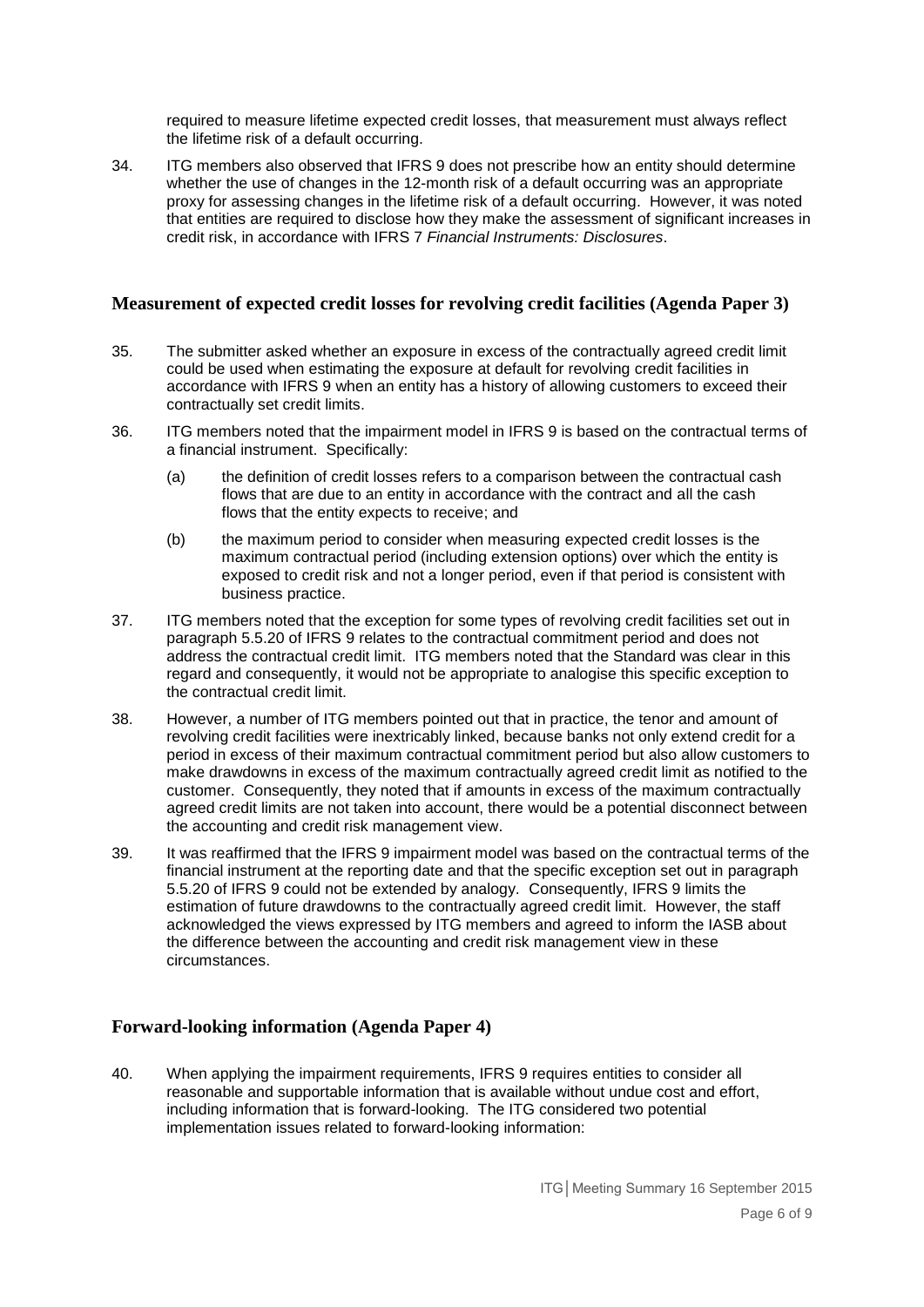required to measure lifetime expected credit losses, that measurement must always reflect the lifetime risk of a default occurring.

34. ITG members also observed that IFRS 9 does not prescribe how an entity should determine whether the use of changes in the 12-month risk of a default occurring was an appropriate proxy for assessing changes in the lifetime risk of a default occurring. However, it was noted that entities are required to disclose how they make the assessment of significant increases in credit risk, in accordance with IFRS 7 *Financial Instruments: Disclosures*.

## Measurement of expected credit losses for revolving credit facilities (Agenda Paper 3)

35. The submitter asked whether an exposure in excess of the contractually agreed credit limit could be used when estimating the exposure at default for revolving credit facilities in accordance with IFRS 9 when an entity has a history of allowing customers to exceed their contractually set credit limits.

36. ITG members noted that the impairment model in IFRS 9 is based on the contractual terms of a financial instrument. Specifically:

    (a) the definition of credit losses refers to a comparison between the contractual cash flows that are due to an entity in accordance with the contract and all the cash flows that the entity expects to receive; and

    (b) the maximum period to consider when measuring expected credit losses is the maximum contractual period (including extension options) over which the entity is exposed to credit risk and not a longer period, even if that period is consistent with business practice.

37. ITG members noted that the exception for some types of revolving credit facilities set out in paragraph 5.5.20 of IFRS 9 relates to the contractual commitment period and does not address the contractual credit limit. ITG members noted that the Standard was clear in this regard and consequently, it would not be appropriate to analogise this specific exception to the contractual credit limit.

38. However, a number of ITG members pointed out that in practice, the tenor and amount of revolving credit facilities were inextricably linked, because banks not only extend credit for a period in excess of their maximum contractual commitment period but also allow customers to make drawdowns in excess of the maximum contractually agreed credit limit as notified to the customer. Consequently, they noted that if amounts in excess of the maximum contractually agreed credit limits are not taken into account, there would be a potential disconnect between the accounting and credit risk management view.

39. It was reaffirmed that the IFRS 9 impairment model was based on the contractual terms of the financial instrument at the reporting date and that the specific exception set out in paragraph 5.5.20 of IFRS 9 could not be extended by analogy. Consequently, IFRS 9 limits the estimation of future drawdowns to the contractually agreed credit limit. However, the staff acknowledged the views expressed by ITG members and agreed to inform the IASB about the difference between the accounting and credit risk management view in these circumstances.

## Forward-looking information (Agenda Paper 4)

40. When applying the impairment requirements, IFRS 9 requires entities to consider all reasonable and supportable information that is available without undue cost and effort, including information that is forward-looking. The ITG considered two potential implementation issues related to forward-looking information: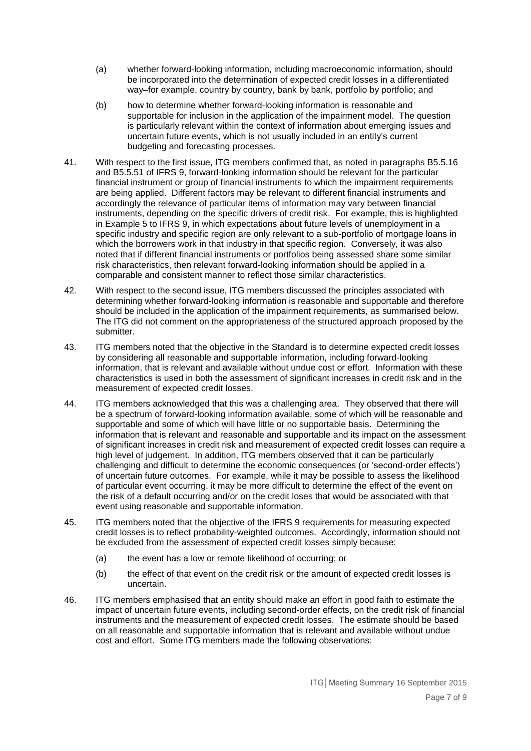(a) whether forward-looking information, including macroeconomic information, should be incorporated into the determination of expected credit losses in a differentiated way–for example, country by country, bank by bank, portfolio by portfolio; and

(b) how to determine whether forward-looking information is reasonable and supportable for inclusion in the application of the impairment model. The question is particularly relevant within the context of information about emerging issues and uncertain future events, which is not usually included in an entity's current budgeting and forecasting processes.

41. With respect to the first issue, ITG members confirmed that, as noted in paragraphs B5.5.16 and B5.5.51 of IFRS 9, forward-looking information should be relevant for the particular financial instrument or group of financial instruments to which the impairment requirements are being applied. Different factors may be relevant to different financial instruments and accordingly the relevance of particular items of information may vary between financial instruments, depending on the specific drivers of credit risk. For example, this is highlighted in Example 5 to IFRS 9, in which expectations about future levels of unemployment in a specific industry and specific region are only relevant to a sub-portfolio of mortgage loans in which the borrowers work in that industry in that specific region. Conversely, it was also noted that if different financial instruments or portfolios being assessed share some similar risk characteristics, then relevant forward-looking information should be applied in a comparable and consistent manner to reflect those similar characteristics.

42. With respect to the second issue, ITG members discussed the principles associated with determining whether forward-looking information is reasonable and supportable and therefore should be included in the application of the impairment requirements, as summarised below. The ITG did not comment on the appropriateness of the structured approach proposed by the submitter.

43. ITG members noted that the objective in the Standard is to determine expected credit losses by considering all reasonable and supportable information, including forward-looking information, that is relevant and available without undue cost or effort. Information with these characteristics is used in both the assessment of significant increases in credit risk and in the measurement of expected credit losses.

44. ITG members acknowledged that this was a challenging area. They observed that there will be a spectrum of forward-looking information available, some of which will be reasonable and supportable and some of which will have little or no supportable basis. Determining the information that is relevant and reasonable and supportable and its impact on the assessment of significant increases in credit risk and measurement of expected credit losses can require a high level of judgement. In addition, ITG members observed that it can be particularly challenging and difficult to determine the economic consequences (or 'second-order effects') of uncertain future outcomes. For example, while it may be possible to assess the likelihood of particular event occurring, it may be more difficult to determine the effect of the event on the risk of a default occurring and/or on the credit loses that would be associated with that event using reasonable and supportable information.

45. ITG members noted that the objective of the IFRS 9 requirements for measuring expected credit losses is to reflect probability-weighted outcomes. Accordingly, information should not be excluded from the assessment of expected credit losses simply because:

(a) the event has a low or remote likelihood of occurring; or

(b) the effect of that event on the credit risk or the amount of expected credit losses is uncertain.

46. ITG members emphasised that an entity should make an effort in good faith to estimate the impact of uncertain future events, including second-order effects, on the credit risk of financial instruments and the measurement of expected credit losses. The estimate should be based on all reasonable and supportable information that is relevant and available without undue cost and effort. Some ITG members made the following observations: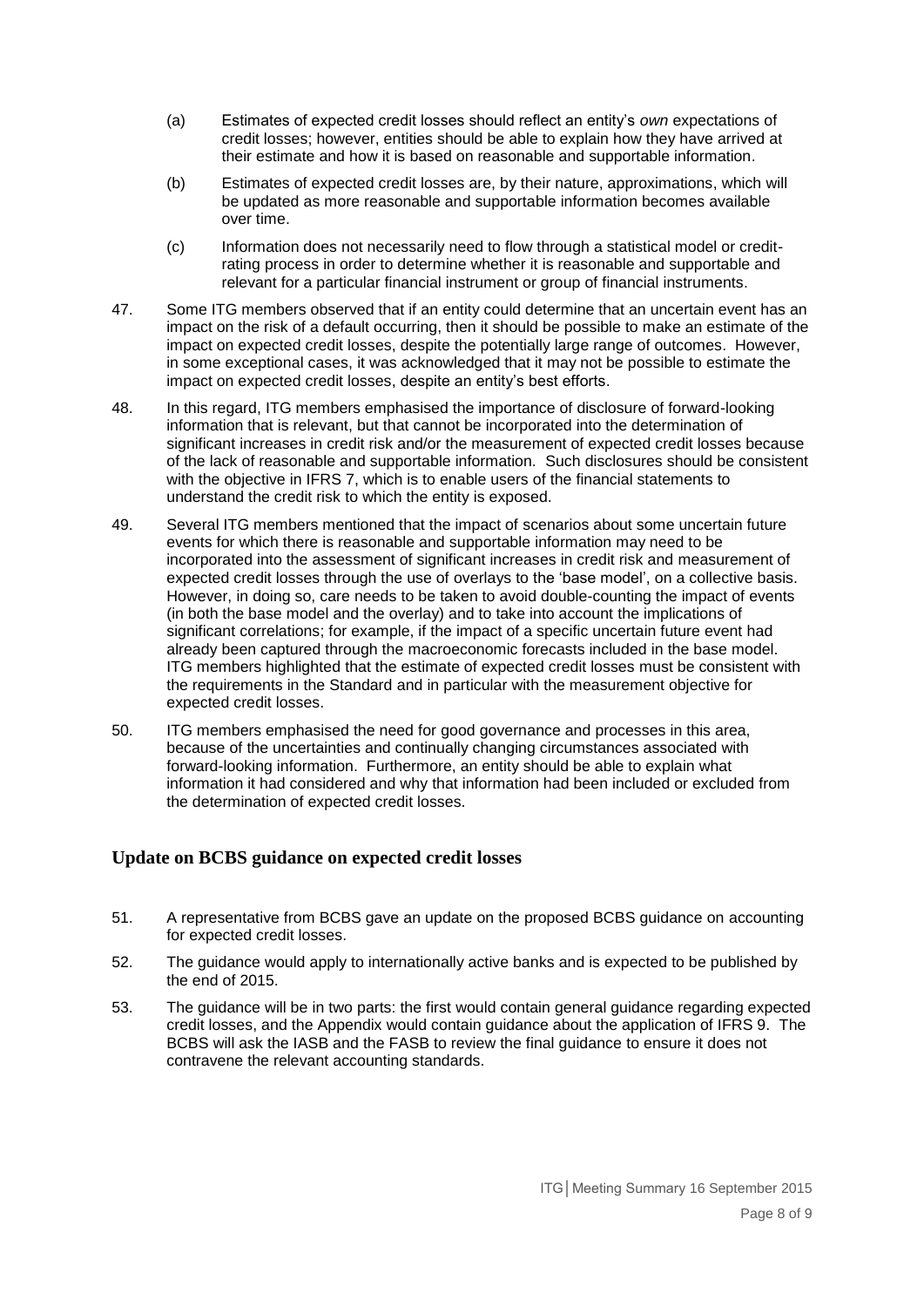(a) Estimates of expected credit losses should reflect an entity's *own* expectations of credit losses; however, entities should be able to explain how they have arrived at their estimate and how it is based on reasonable and supportable information.

(b) Estimates of expected credit losses are, by their nature, approximations, which will be updated as more reasonable and supportable information becomes available over time.

(c) Information does not necessarily need to flow through a statistical model or credit-rating process in order to determine whether it is reasonable and supportable and relevant for a particular financial instrument or group of financial instruments.

47. Some ITG members observed that if an entity could determine that an uncertain event has an impact on the risk of a default occurring, then it should be possible to make an estimate of the impact on expected credit losses, despite the potentially large range of outcomes. However, in some exceptional cases, it was acknowledged that it may not be possible to estimate the impact on expected credit losses, despite an entity's best efforts.

48. In this regard, ITG members emphasised the importance of disclosure of forward-looking information that is relevant, but that cannot be incorporated into the determination of significant increases in credit risk and/or the measurement of expected credit losses because of the lack of reasonable and supportable information. Such disclosures should be consistent with the objective in IFRS 7, which is to enable users of the financial statements to understand the credit risk to which the entity is exposed.

49. Several ITG members mentioned that the impact of scenarios about some uncertain future events for which there is reasonable and supportable information may need to be incorporated into the assessment of significant increases in credit risk and measurement of expected credit losses through the use of overlays to the 'base model', on a collective basis. However, in doing so, care needs to be taken to avoid double-counting the impact of events (in both the base model and the overlay) and to take into account the implications of significant correlations; for example, if the impact of a specific uncertain future event had already been captured through the macroeconomic forecasts included in the base model. ITG members highlighted that the estimate of expected credit losses must be consistent with the requirements in the Standard and in particular with the measurement objective for expected credit losses.

50. ITG members emphasised the need for good governance and processes in this area, because of the uncertainties and continually changing circumstances associated with forward-looking information. Furthermore, an entity should be able to explain what information it had considered and why that information had been included or excluded from the determination of expected credit losses.

## Update on BCBS guidance on expected credit losses

51. A representative from BCBS gave an update on the proposed BCBS guidance on accounting for expected credit losses.

52. The guidance would apply to internationally active banks and is expected to be published by the end of 2015.

53. The guidance will be in two parts: the first would contain general guidance regarding expected credit losses, and the Appendix would contain guidance about the application of IFRS 9. The BCBS will ask the IASB and the FASB to review the final guidance to ensure it does not contravene the relevant accounting standards.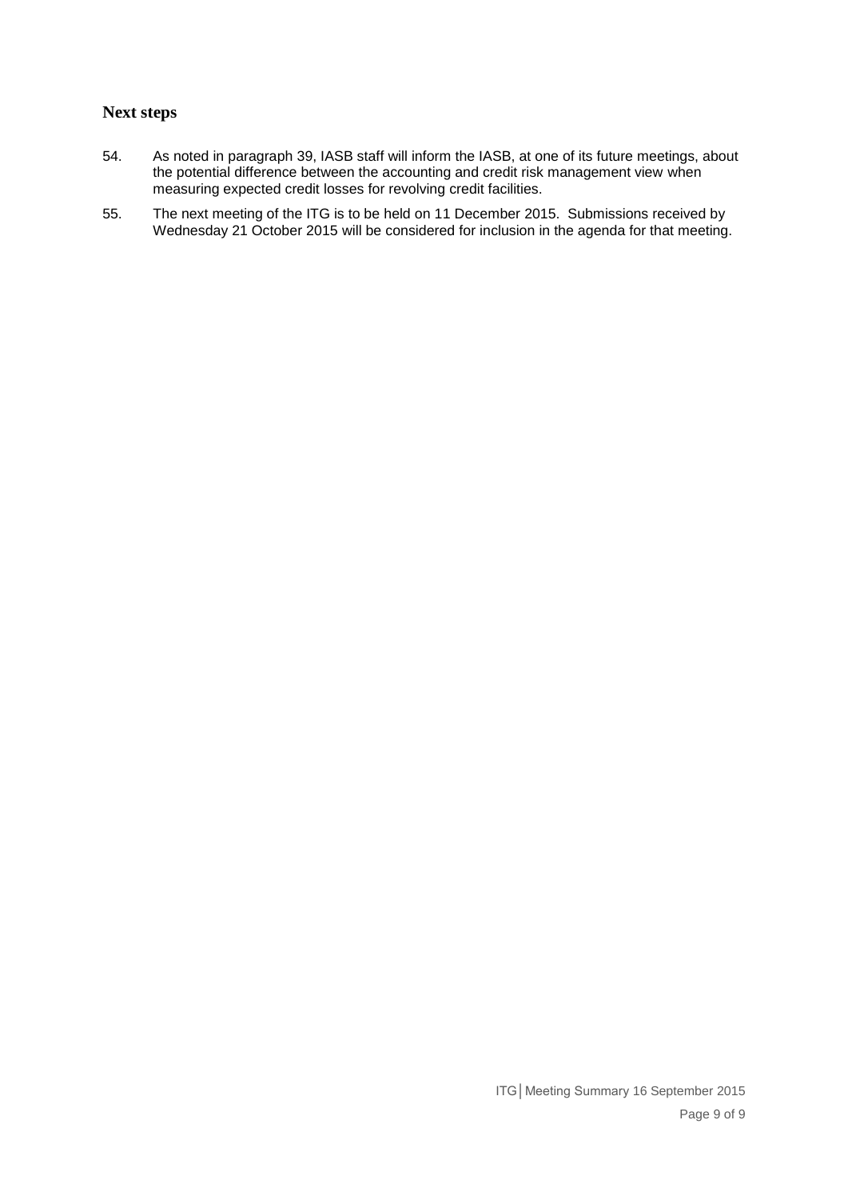## Next steps

54. As noted in paragraph 39, IASB staff will inform the IASB, at one of its future meetings, about the potential difference between the accounting and credit risk management view when measuring expected credit losses for revolving credit facilities.

55. The next meeting of the ITG is to be held on 11 December 2015. Submissions received by Wednesday 21 October 2015 will be considered for inclusion in the agenda for that meeting.